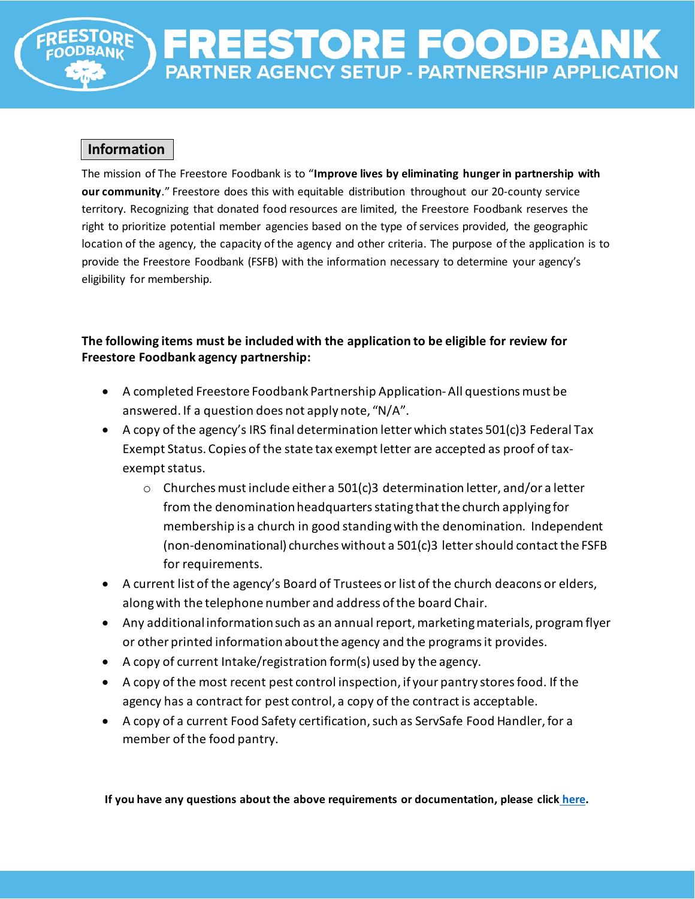# FREESTORE FOODBANK

## PARTNER AGENCY SETUP - PARTNERSHIP APPLICATION

### Information

The mission of The Freestore Foodbank is to "**Improve lives by eliminating hunger in partnership with our community**." Freestore does this with equitable distribution throughout our 20-county service territory. Recognizing that donated food resources are limited, the Freestore Foodbank reserves the right to prioritize potential member agencies based on the type of services provided, the geographic location of the agency, the capacity of the agency and other criteria. The purpose of the application is to provide the Freestore Foodbank (FSFB) with the information necessary to determine your agency's eligibility for membership.

**The following items must be included with the application to be eligible for review for Freestore Foodbank agency partnership:**

- A completed Freestore Foodbank Partnership Application- All questions must be answered. If a question does not apply note, "N/A".
- A copy of the agency's IRS final determination letter which states 501(c)3 Federal Tax Exempt Status. Copies of the state tax exempt letter are accepted as proof of tax-exempt status.
  - Churches must include either a 501(c)3 determination letter, and/or a letter from the denomination headquarters stating that the church applying for membership is a church in good standing with the denomination. Independent (non-denominational) churches without a 501(c)3 letter should contact the FSFB for requirements.
- A current list of the agency's Board of Trustees or list of the church deacons or elders, along with the telephone number and address of the board Chair.
- Any additional information such as an annual report, marketing materials, program flyer or other printed information about the agency and the programs it provides.
- A copy of current Intake/registration form(s) used by the agency.
- A copy of the most recent pest control inspection, if your pantry stores food. If the agency has a contract for pest control, a copy of the contract is acceptable.
- A copy of a current Food Safety certification, such as ServSafe Food Handler, for a member of the food pantry.

**If you have any questions about the above requirements or documentation, please click here.**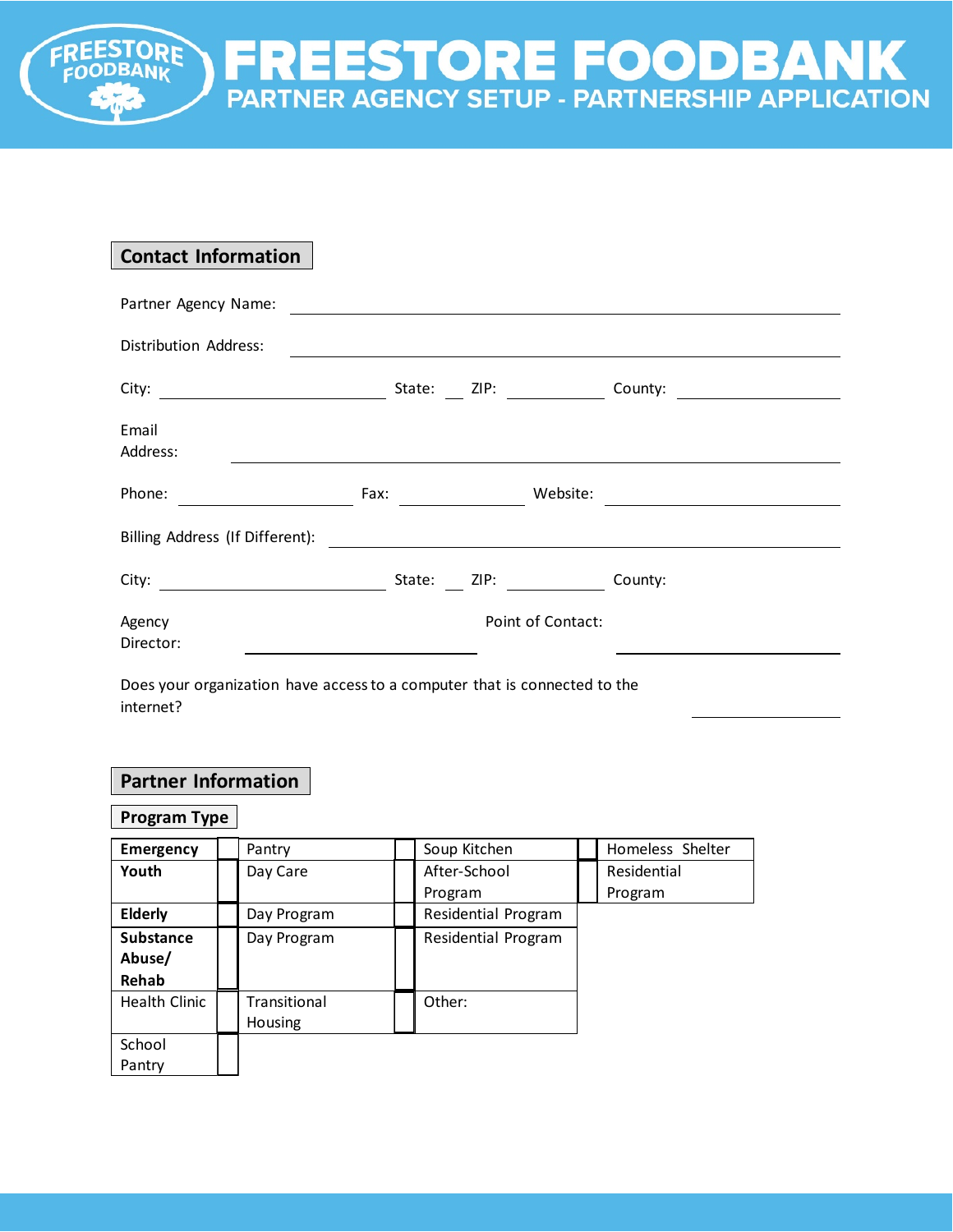# FREESTORE FOODBANK

## PARTNER AGENCY SETUP - PARTNERSHIP APPLICATION

### Contact Information

Partner Agency Name: \_\_\_\_\_\_\_\_\_\_\_\_\_\_\_\_\_\_\_\_\_\_\_\_\_\_\_\_\_\_\_\_\_\_\_\_\_\_\_\_

Distribution Address: \_\_\_\_\_\_\_\_\_\_\_\_\_\_\_\_\_\_\_\_\_\_\_\_\_\_\_\_\_\_\_\_\_\_\_\_\_\_\_\_

City: \_\_\_\_\_\_\_\_\_\_\_\_\_\_\_\_\_\_\_\_ State: \_\_\_ ZIP: \_\_\_\_\_\_\_\_\_\_ County: \_\_\_\_\_\_\_\_\_\_\_\_\_\_

Email Address: \_\_\_\_\_\_\_\_\_\_\_\_\_\_\_\_\_\_\_\_\_\_\_\_\_\_\_\_\_\_\_\_\_\_\_\_\_\_\_\_

Phone: \_\_\_\_\_\_\_\_\_\_\_\_\_\_\_\_ Fax: \_\_\_\_\_\_\_\_\_\_\_\_ Website: \_\_\_\_\_\_\_\_\_\_\_\_\_\_\_\_\_\_\_\_

Billing Address (If Different): \_\_\_\_\_\_\_\_\_\_\_\_\_\_\_\_\_\_\_\_\_\_\_\_\_\_\_\_\_\_\_\_\_\_\_\_

City: \_\_\_\_\_\_\_\_\_\_\_\_\_\_\_\_\_\_\_\_ State: \_\_\_ ZIP: \_\_\_\_\_\_\_\_\_\_ County:

Agency Director: \_\_\_\_\_\_\_\_\_\_\_\_\_\_\_\_\_\_\_\_ Point of Contact: \_\_\_\_\_\_\_\_\_\_\_\_\_\_\_\_\_\_\_\_

Does your organization have access to a computer that is connected to the internet? \_\_\_\_\_\_\_\_\_\_\_\_

### Partner Information

**Program Type**

| | ☐ | | ☐ | | ☐ | |
|---|---|---|---|---|---|---|
| **Emergency** | ☐ | Pantry | ☐ | Soup Kitchen | ☐ | Homeless Shelter |
| **Youth** | ☐ | Day Care | ☐ | After-School Program | ☐ | Residential Program |
| **Elderly** | ☐ | Day Program | ☐ | Residential Program | | |
| **Substance Abuse/ Rehab** | ☐ | Day Program | ☐ | Residential Program | | |
| Health Clinic | ☐ | Transitional Housing | ☐ | Other: | | |
| School Pantry | ☐ | | | | | |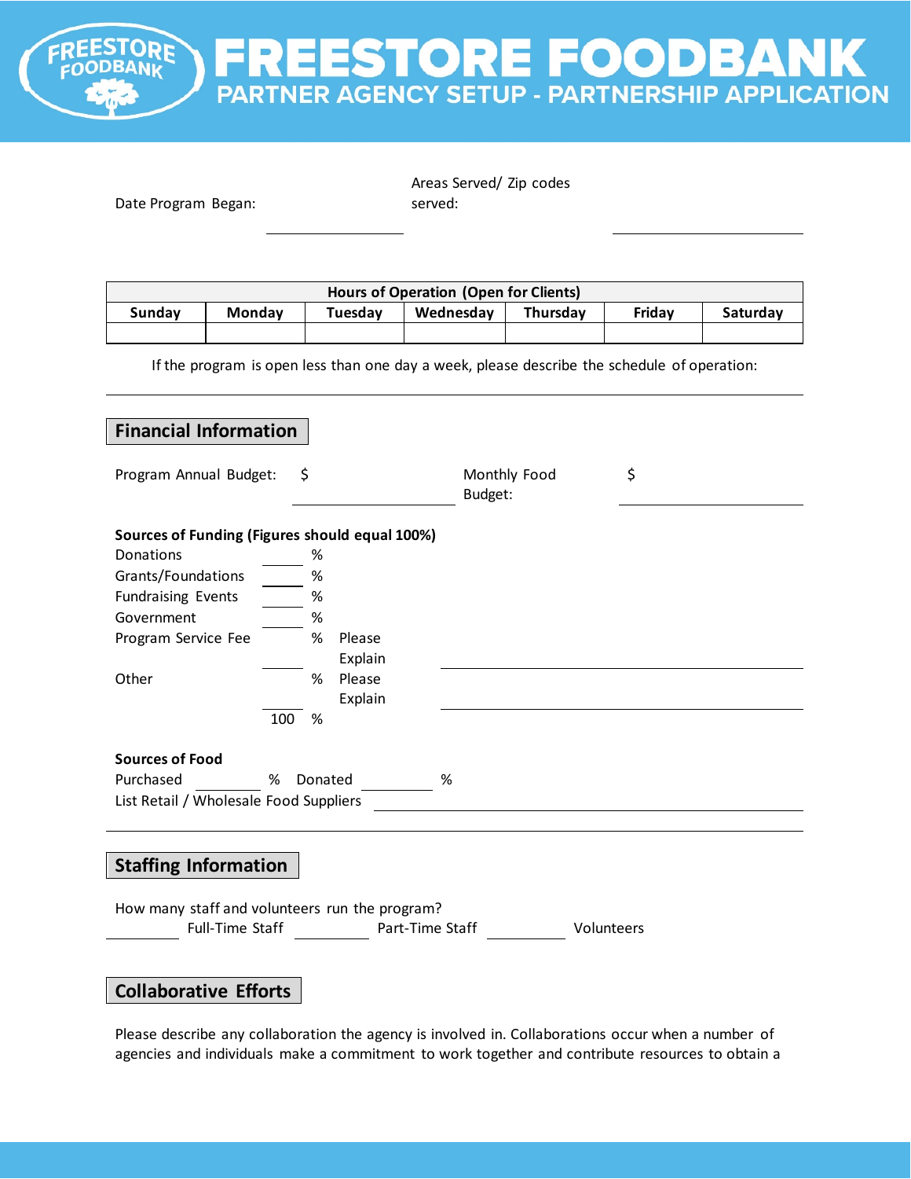# FREESTORE FOODBANK

## PARTNER AGENCY SETUP - PARTNERSHIP APPLICATION

Date Program Began: ______________ Areas Served/ Zip codes served: ______________

| Hours of Operation (Open for Clients) | | | | | | |
|---|---|---|---|---|---|---|
| Sunday | Monday | Tuesday | Wednesday | Thursday | Friday | Saturday |
| | | | | | | |

If the program is open less than one day a week, please describe the schedule of operation:

______________________________________________

## Financial Information

Program Annual Budget: $ ______________ Monthly Food Budget: $ ______________

**Sources of Funding (Figures should equal 100%)**

Donations _____ %
Grants/Foundations _____ %
Fundraising Events _____ %
Government _____ %
Program Service Fee _____ % Please Explain ______________
Other _____ % Please Explain ______________
100 %

**Sources of Food**

Purchased _____ % Donated _____ %
List Retail / Wholesale Food Suppliers ______________

______________________________________________

## Staffing Information

How many staff and volunteers run the program?
_____ Full-Time Staff _____ Part-Time Staff _____ Volunteers

## Collaborative Efforts

Please describe any collaboration the agency is involved in. Collaborations occur when a number of agencies and individuals make a commitment to work together and contribute resources to obtain a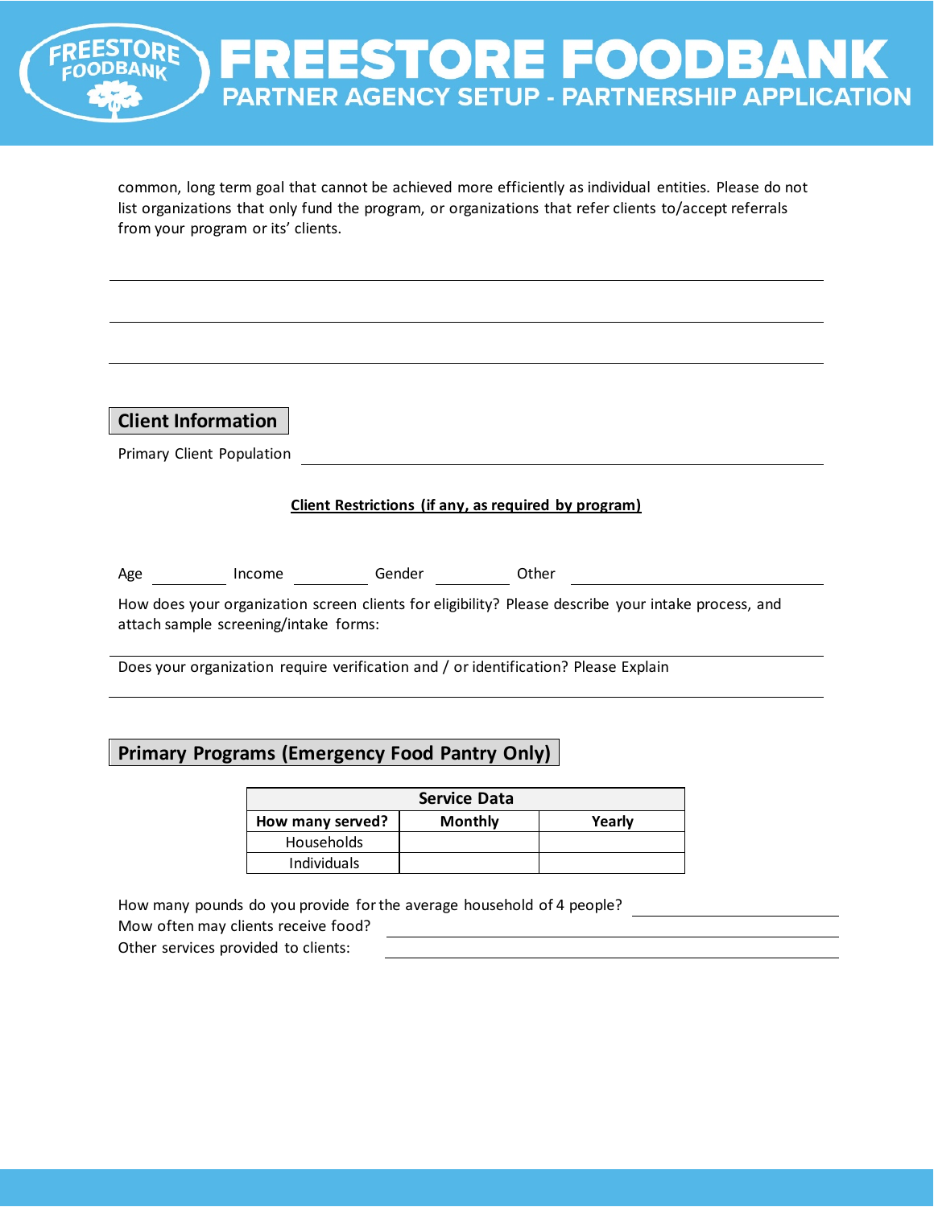common, long term goal that cannot be achieved more efficiently as individual entities. Please do not list organizations that only fund the program, or organizations that refer clients to/accept referrals from your program or its' clients.

______________________________________________

______________________________________________

______________________________________________

## Client Information

Primary Client Population ______________________________________________

**Client Restrictions (if any, as required by program)**

Age __________ Income __________ Gender __________ Other ______________________

How does your organization screen clients for eligibility? Please describe your intake process, and attach sample screening/intake forms:

______________________________________________

Does your organization require verification and / or identification? Please Explain

______________________________________________

## Primary Programs (Emergency Food Pantry Only)

| Service Data | | |
|---|---|---|
| **How many served?** | **Monthly** | **Yearly** |
| Households | | |
| Individuals | | |

How many pounds do you provide for the average household of 4 people? ______________

Mow often may clients receive food? ______________________________

Other services provided to clients: ______________________________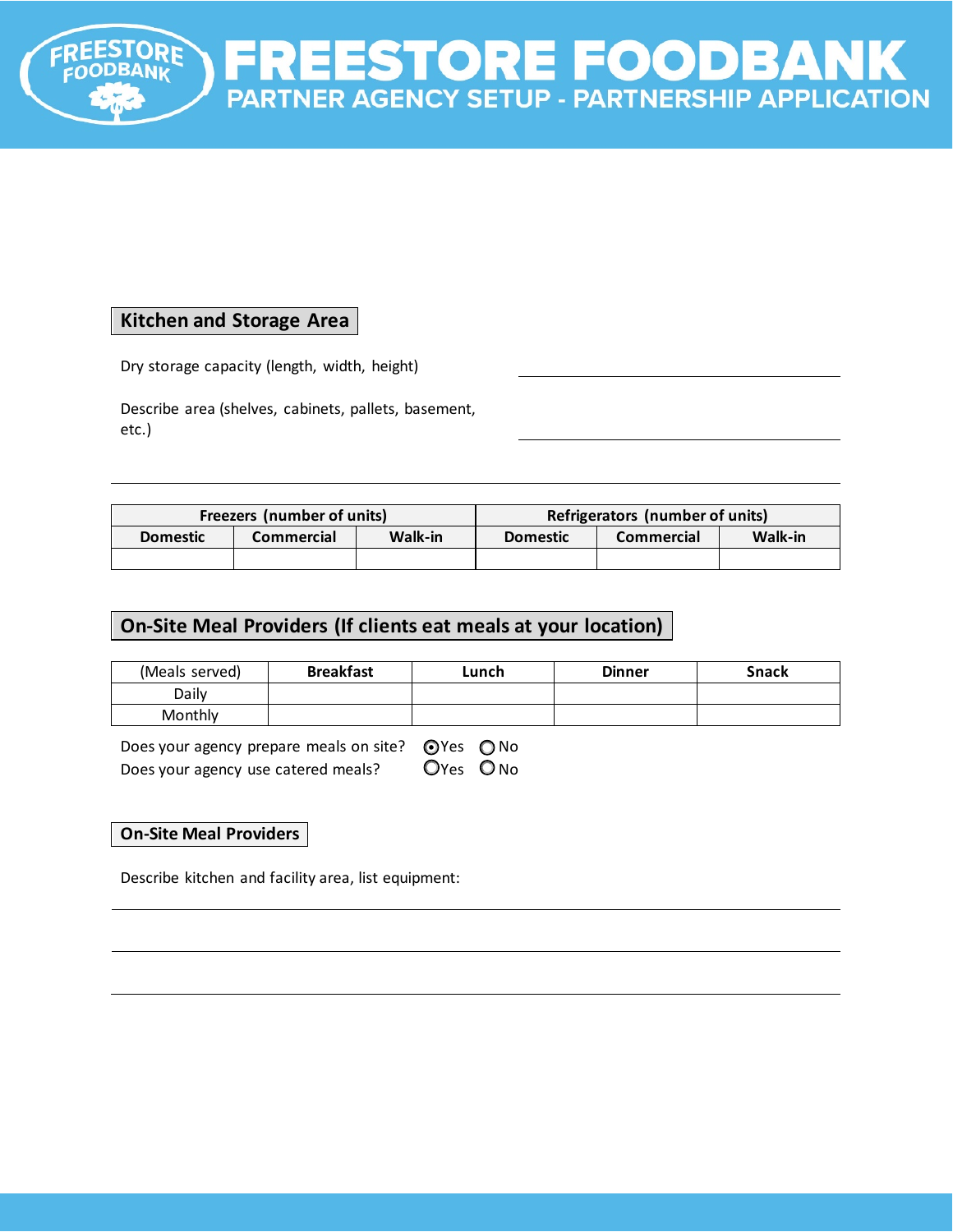# FREESTORE FOODBANK

## PARTNER AGENCY SETUP - PARTNERSHIP APPLICATION

### Kitchen and Storage Area

Dry storage capacity (length, width, height) \_\_\_\_\_\_\_\_\_\_\_\_\_\_\_\_\_\_\_\_

Describe area (shelves, cabinets, pallets, basement, etc.) \_\_\_\_\_\_\_\_\_\_\_\_\_\_\_\_\_\_\_\_

\_\_\_\_\_\_\_\_\_\_\_\_\_\_\_\_\_\_\_\_\_\_\_\_\_\_\_\_\_\_\_\_\_\_\_\_\_\_\_\_\_\_

| Freezers (number of units) | | | Refrigerators (number of units) | | |
|---|---|---|---|---|---|
| Domestic | Commercial | Walk-in | Domestic | Commercial | Walk-in |
| | | | | | |

### On-Site Meal Providers (If clients eat meals at your location)

| (Meals served) | Breakfast | Lunch | Dinner | Snack |
|---|---|---|---|---|
| Daily | | | | |
| Monthly | | | | |

Does your agency prepare meals on site? ◉ Yes ○ No

Does your agency use catered meals? ○ Yes ○ No

### On-Site Meal Providers

Describe kitchen and facility area, list equipment:

\_\_\_\_\_\_\_\_\_\_\_\_\_\_\_\_\_\_\_\_\_\_\_\_\_\_\_\_\_\_\_\_\_\_\_\_\_\_\_\_\_\_

\_\_\_\_\_\_\_\_\_\_\_\_\_\_\_\_\_\_\_\_\_\_\_\_\_\_\_\_\_\_\_\_\_\_\_\_\_\_\_\_\_\_

\_\_\_\_\_\_\_\_\_\_\_\_\_\_\_\_\_\_\_\_\_\_\_\_\_\_\_\_\_\_\_\_\_\_\_\_\_\_\_\_\_\_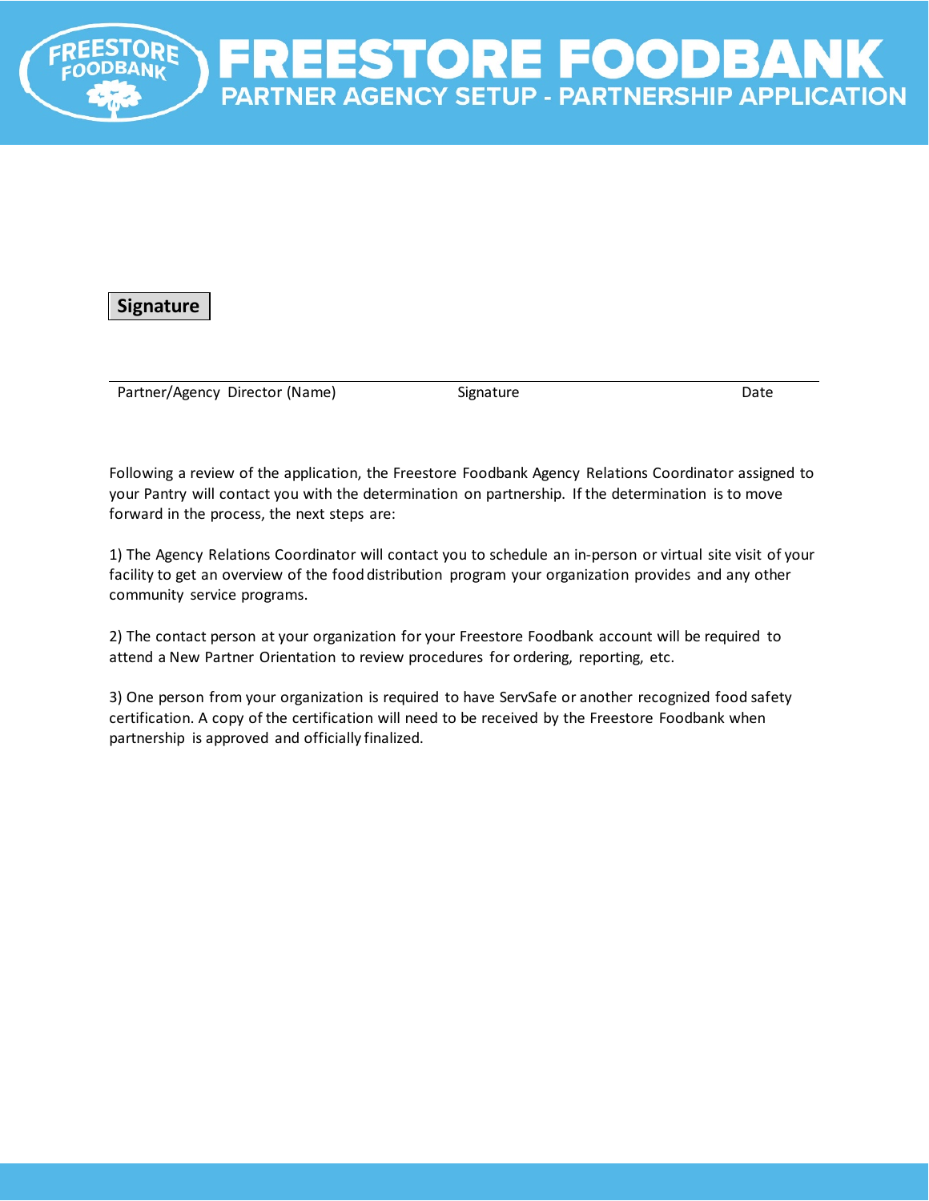## Signature

Parter/Agency Director (Name) Signature Date

Following a review of the application, the Freestore Foodbank Agency Relations Coordinator assigned to your Pantry will contact you with the determination on partnership. If the determination is to move forward in the process, the next steps are:

1) The Agency Relations Coordinator will contact you to schedule an in-person or virtual site visit of your facility to get an overview of the food distribution program your organization provides and any other community service programs.

2) The contact person at your organization for your Freestore Foodbank account will be required to attend a New Partner Orientation to review procedures for ordering, reporting, etc.

3) One person from your organization is required to have ServSafe or another recognized food safety certification. A copy of the certification will need to be received by the Freestore Foodbank when partnership is approved and officially finalized.